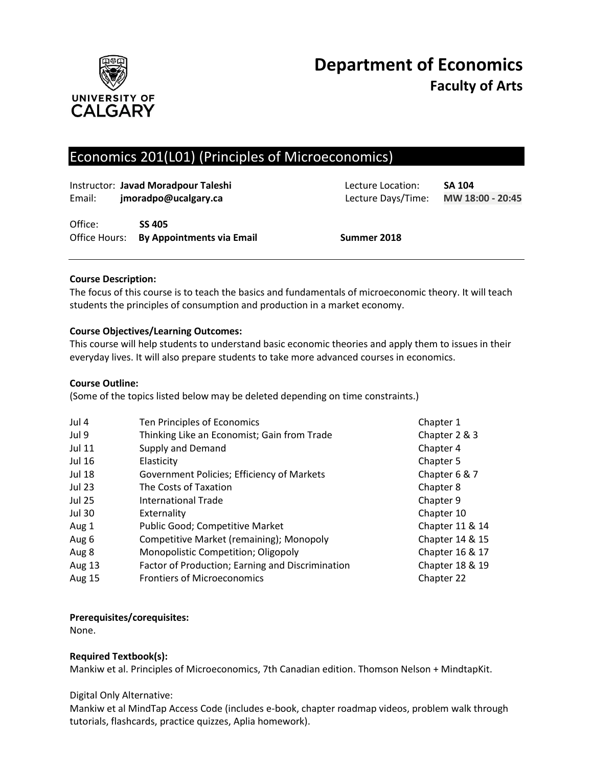# Department of Economics

## Faculty of Arts

## Economics 201(L01) (Principles of Microeconomics)

Instructor: **Javad Moradpour Taleshi**
Email: **jmoradpo@ucalgary.ca**

Lecture Location: **SA 104**
Lecture Days/Time: **MW 18:00 - 20:45**

Office: **SS 405**
Office Hours: **By Appointments via Email**

**Summer 2018**

---

**Course Description:**
The focus of this course is to teach the basics and fundamentals of microeconomic theory. It will teach students the principles of consumption and production in a market economy.

**Course Objectives/Learning Outcomes:**
This course will help students to understand basic economic theories and apply them to issues in their everyday lives. It will also prepare students to take more advanced courses in economics.

**Course Outline:**
(Some of the topics listed below may be deleted depending on time constraints.)

| Date | Topic | Chapter |
|---|---|---|
| Jul 4 | Ten Principles of Economics | Chapter 1 |
| Jul 9 | Thinking Like an Economist; Gain from Trade | Chapter 2 & 3 |
| Jul 11 | Supply and Demand | Chapter 4 |
| Jul 16 | Elasticity | Chapter 5 |
| Jul 18 | Government Policies; Efficiency of Markets | Chapter 6 & 7 |
| Jul 23 | The Costs of Taxation | Chapter 8 |
| Jul 25 | International Trade | Chapter 9 |
| Jul 30 | Externality | Chapter 10 |
| Aug 1 | Public Good; Competitive Market | Chapter 11 & 14 |
| Aug 6 | Competitive Market (remaining); Monopoly | Chapter 14 & 15 |
| Aug 8 | Monopolistic Competition; Oligopoly | Chapter 16 & 17 |
| Aug 13 | Factor of Production; Earning and Discrimination | Chapter 18 & 19 |
| Aug 15 | Frontiers of Microeconomics | Chapter 22 |

**Prerequisites/corequisites:**
None.

**Required Textbook(s):**
Mankiw et al. Principles of Microeconomics, 7th Canadian edition. Thomson Nelson + MindtapKit.

Digital Only Alternative:
Mankiw et al MindTap Access Code (includes e-book, chapter roadmap videos, problem walk through tutorials, flashcards, practice quizzes, Aplia homework).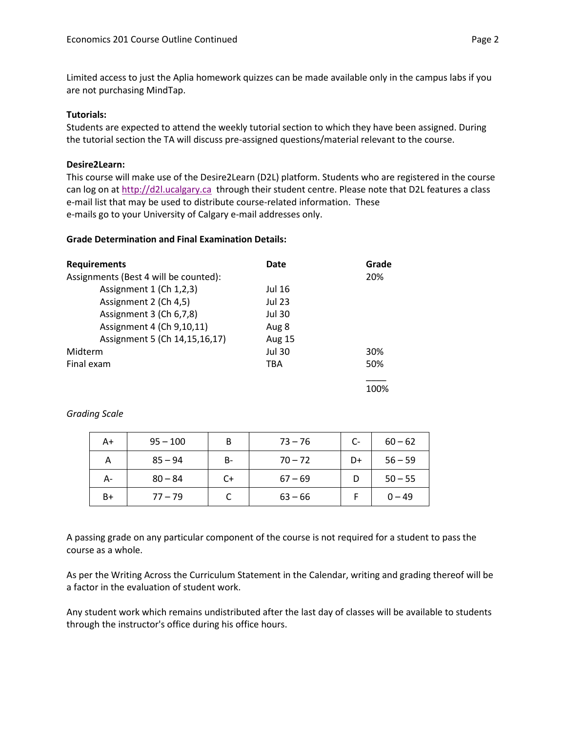Limited access to just the Aplia homework quizzes can be made available only in the campus labs if you are not purchasing MindTap.

**Tutorials:**
Students are expected to attend the weekly tutorial section to which they have been assigned. During the tutorial section the TA will discuss pre-assigned questions/material relevant to the course.

**Desire2Learn:**
This course will make use of the Desire2Learn (D2L) platform. Students who are registered in the course can log on at http://d2l.ucalgary.ca through their student centre. Please note that D2L features a class e-mail list that may be used to distribute course-related information. These e-mails go to your University of Calgary e-mail addresses only.

**Grade Determination and Final Examination Details:**

| **Requirements** | **Date** | **Grade** |
|---|---|---|
| Assignments (Best 4 will be counted): | | 20% |
| Assignment 1 (Ch 1,2,3) | Jul 16 | |
| Assignment 2 (Ch 4,5) | Jul 23 | |
| Assignment 3 (Ch 6,7,8) | Jul 30 | |
| Assignment 4 (Ch 9,10,11) | Aug 8 | |
| Assignment 5 (Ch 14,15,16,17) | Aug 15 | |
| Midterm | Jul 30 | 30% |
| Final exam | TBA | 50% |
| | | 100% |

*Grading Scale*

| | | | | | |
|---|---|---|---|---|---|
| A+ | 95 – 100 | B | 73 – 76 | C- | 60 – 62 |
| A | 85 – 94 | B- | 70 – 72 | D+ | 56 – 59 |
| A- | 80 – 84 | C+ | 67 – 69 | D | 50 – 55 |
| B+ | 77 – 79 | C | 63 – 66 | F | 0 – 49 |

A passing grade on any particular component of the course is not required for a student to pass the course as a whole.

As per the Writing Across the Curriculum Statement in the Calendar, writing and grading thereof will be a factor in the evaluation of student work.

Any student work which remains undistributed after the last day of classes will be available to students through the instructor's office during his office hours.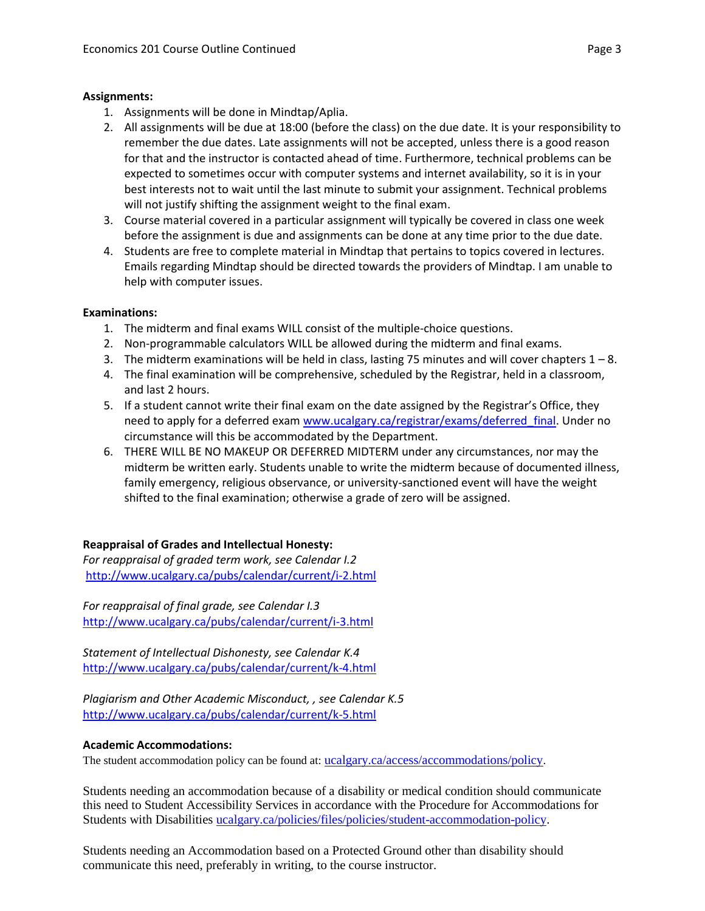**Assignments:**

1. Assignments will be done in Mindtap/Aplia.
2. All assignments will be due at 18:00 (before the class) on the due date. It is your responsibility to remember the due dates. Late assignments will not be accepted, unless there is a good reason for that and the instructor is contacted ahead of time. Furthermore, technical problems can be expected to sometimes occur with computer systems and internet availability, so it is in your best interests not to wait until the last minute to submit your assignment. Technical problems will not justify shifting the assignment weight to the final exam.
3. Course material covered in a particular assignment will typically be covered in class one week before the assignment is due and assignments can be done at any time prior to the due date.
4. Students are free to complete material in Mindtap that pertains to topics covered in lectures. Emails regarding Mindtap should be directed towards the providers of Mindtap. I am unable to help with computer issues.

**Examinations:**

1. The midterm and final exams WILL consist of the multiple-choice questions.
2. Non-programmable calculators WILL be allowed during the midterm and final exams.
3. The midterm examinations will be held in class, lasting 75 minutes and will cover chapters 1 – 8.
4. The final examination will be comprehensive, scheduled by the Registrar, held in a classroom, and last 2 hours.
5. If a student cannot write their final exam on the date assigned by the Registrar's Office, they need to apply for a deferred exam www.ucalgary.ca/registrar/exams/deferred_final. Under no circumstance will this be accommodated by the Department.
6. THERE WILL BE NO MAKEUP OR DEFERRED MIDTERM under any circumstances, nor may the midterm be written early. Students unable to write the midterm because of documented illness, family emergency, religious observance, or university-sanctioned event will have the weight shifted to the final examination; otherwise a grade of zero will be assigned.

**Reappraisal of Grades and Intellectual Honesty:**

*For reappraisal of graded term work, see Calendar I.2*
http://www.ucalgary.ca/pubs/calendar/current/i-2.html

*For reappraisal of final grade, see Calendar I.3*
http://www.ucalgary.ca/pubs/calendar/current/i-3.html

*Statement of Intellectual Dishonesty, see Calendar K.4*
http://www.ucalgary.ca/pubs/calendar/current/k-4.html

*Plagiarism and Other Academic Misconduct, , see Calendar K.5*
http://www.ucalgary.ca/pubs/calendar/current/k-5.html

**Academic Accommodations:**

The student accommodation policy can be found at: ucalgary.ca/access/accommodations/policy.

Students needing an accommodation because of a disability or medical condition should communicate this need to Student Accessibility Services in accordance with the Procedure for Accommodations for Students with Disabilities ucalgary.ca/policies/files/policies/student-accommodation-policy.

Students needing an Accommodation based on a Protected Ground other than disability should communicate this need, preferably in writing, to the course instructor.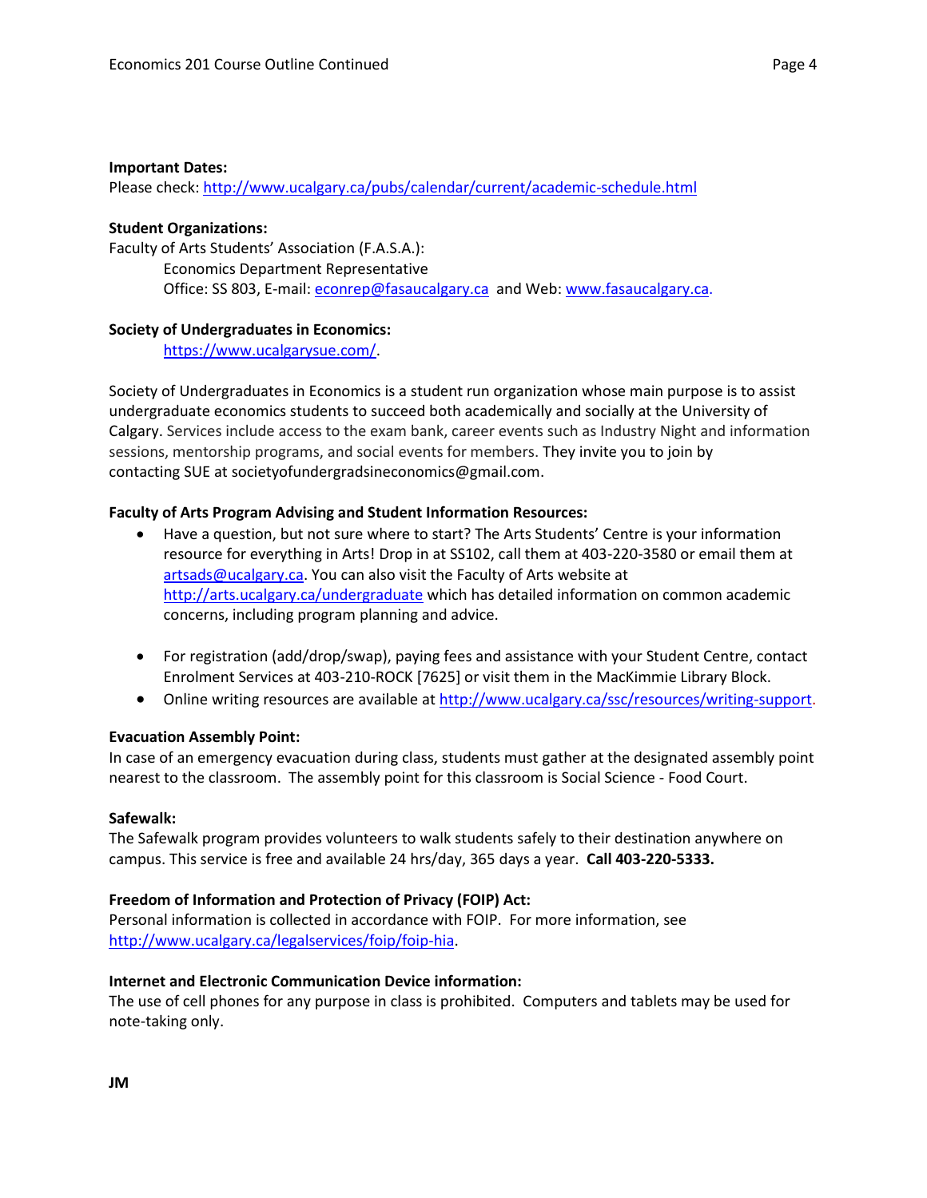**Important Dates:**
Please check: http://www.ucalgary.ca/pubs/calendar/current/academic-schedule.html

**Student Organizations:**
Faculty of Arts Students' Association (F.A.S.A.):

> Economics Department Representative
> Office: SS 803, E-mail: econrep@fasaucalgary.ca and Web: www.fasaucalgary.ca.

**Society of Undergraduates in Economics:**

> https://www.ucalgarysue.com/.

Society of Undergraduates in Economics is a student run organization whose main purpose is to assist undergraduate economics students to succeed both academically and socially at the University of Calgary. Services include access to the exam bank, career events such as Industry Night and information sessions, mentorship programs, and social events for members. They invite you to join by contacting SUE at societyofundergradsineconomics@gmail.com.

**Faculty of Arts Program Advising and Student Information Resources:**

- Have a question, but not sure where to start? The Arts Students' Centre is your information resource for everything in Arts! Drop in at SS102, call them at 403-220-3580 or email them at artsads@ucalgary.ca. You can also visit the Faculty of Arts website at http://arts.ucalgary.ca/undergraduate which has detailed information on common academic concerns, including program planning and advice.
- For registration (add/drop/swap), paying fees and assistance with your Student Centre, contact Enrolment Services at 403-210-ROCK [7625] or visit them in the MacKimmie Library Block.
- Online writing resources are available at http://www.ucalgary.ca/ssc/resources/writing-support.

**Evacuation Assembly Point:**
In case of an emergency evacuation during class, students must gather at the designated assembly point nearest to the classroom. The assembly point for this classroom is Social Science - Food Court.

**Safewalk:**
The Safewalk program provides volunteers to walk students safely to their destination anywhere on campus. This service is free and available 24 hrs/day, 365 days a year. **Call 403-220-5333.**

**Freedom of Information and Protection of Privacy (FOIP) Act:**
Personal information is collected in accordance with FOIP. For more information, see http://www.ucalgary.ca/legalservices/foip/foip-hia.

**Internet and Electronic Communication Device information:**
The use of cell phones for any purpose in class is prohibited. Computers and tablets may be used for note-taking only.

**JM**